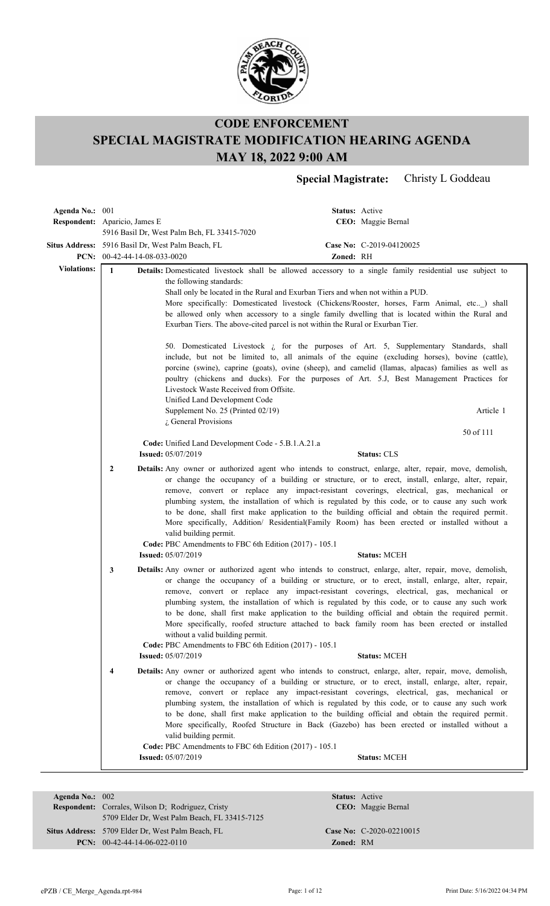# CODE ENFORCEMENT
# SPECIAL MAGISTRATE MODIFICATION HEARING AGENDA
# MAY 18, 2022 9:00 AM

**Special Magistrate:** Christy L Goddeau

**Agenda No.:** 001 **Status:** Active
**Respondent:** Aparicio, James E **CEO:** Maggie Bernal
5916 Basil Dr, West Palm Bch, FL 33415-7020
**Situs Address:** 5916 Basil Dr, West Palm Beach, FL **Case No:** C-2019-04120025
**PCN:** 00-42-44-14-08-033-0020 **Zoned:** RH

**Violations:**

**1** **Details:** Domesticated livestock shall be allowed accessory to a single family residential use subject to the following standards:
Shall only be located in the Rural and Exurban Tiers and when not within a PUD.
More specifically: Domesticated livestock (Chickens/Rooster, horses, Farm Animal, etc.._) shall be allowed only when accessory to a single family dwelling that is located within the Rural and Exurban Tiers. The above-cited parcel is not within the Rural or Exurban Tier.

50. Domesticated Livestock ¿ for the purposes of Art. 5, Supplementary Standards, shall include, but not be limited to, all animals of the equine (excluding horses), bovine (cattle), porcine (swine), caprine (goats), ovine (sheep), and camelid (llamas, alpacas) families as well as poultry (chickens and ducks). For the purposes of Art. 5.J, Best Management Practices for Livestock Waste Received from Offsite.
Unified Land Development Code
Supplement No. 25 (Printed 02/19) Article 1
¿ General Provisions
50 of 111

**Code:** Unified Land Development Code - 5.B.1.A.21.a
**Issued:** 05/07/2019 **Status:** CLS

**2** **Details:** Any owner or authorized agent who intends to construct, enlarge, alter, repair, move, demolish, or change the occupancy of a building or structure, or to erect, install, enlarge, alter, repair, remove, convert or replace any impact-resistant coverings, electrical, gas, mechanical or plumbing system, the installation of which is regulated by this code, or to cause any such work to be done, shall first make application to the building official and obtain the required permit.
More specifically, Addition/ Residential(Family Room) has been erected or installed without a valid building permit.
**Code:** PBC Amendments to FBC 6th Edition (2017) - 105.1
**Issued:** 05/07/2019 **Status:** MCEH

**3** **Details:** Any owner or authorized agent who intends to construct, enlarge, alter, repair, move, demolish, or change the occupancy of a building or structure, or to erect, install, enlarge, alter, repair, remove, convert or replace any impact-resistant coverings, electrical, gas, mechanical or plumbing system, the installation of which is regulated by this code, or to cause any such work to be done, shall first make application to the building official and obtain the required permit.
More specifically, roofed structure attached to back family room has been erected or installed without a valid building permit.
**Code:** PBC Amendments to FBC 6th Edition (2017) - 105.1
**Issued:** 05/07/2019 **Status:** MCEH

**4** **Details:** Any owner or authorized agent who intends to construct, enlarge, alter, repair, move, demolish, or change the occupancy of a building or structure, or to erect, install, enlarge, alter, repair, remove, convert or replace any impact-resistant coverings, electrical, gas, mechanical or plumbing system, the installation of which is regulated by this code, or to cause any such work to be done, shall first make application to the building official and obtain the required permit.
More specifically, Roofed Structure in Back (Gazebo) has been erected or installed without a valid building permit.
**Code:** PBC Amendments to FBC 6th Edition (2017) - 105.1
**Issued:** 05/07/2019 **Status:** MCEH

---

**Agenda No.:** 002 **Status:** Active
**Respondent:** Corrales, Wilson D; Rodriguez, Cristy **CEO:** Maggie Bernal
5709 Elder Dr, West Palm Beach, FL 33415-7125
**Situs Address:** 5709 Elder Dr, West Palm Beach, FL **Case No:** C-2020-02210015
**PCN:** 00-42-44-14-06-022-0110 **Zoned:** RM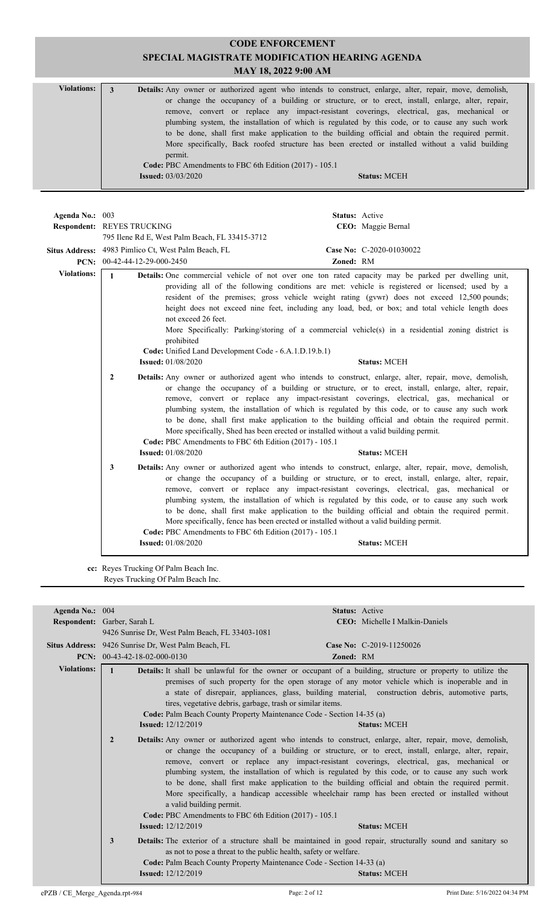# CODE ENFORCEMENT
## SPECIAL MAGISTRATE MODIFICATION HEARING AGENDA
### MAY 18, 2022 9:00 AM

**Violations:**

**3** **Details:** Any owner or authorized agent who intends to construct, enlarge, alter, repair, move, demolish, or change the occupancy of a building or structure, or to erect, install, enlarge, alter, repair, remove, convert or replace any impact-resistant coverings, electrical, gas, mechanical or plumbing system, the installation of which is regulated by this code, or to cause any such work to be done, shall first make application to the building official and obtain the required permit. More specifically, Back roofed structure has been erected or installed without a valid building permit.
**Code:** PBC Amendments to FBC 6th Edition (2017) - 105.1
**Issued:** 03/03/2020 **Status:** MCEH

---

**Agenda No.:** 003 **Status:** Active
**Respondent:** REYES TRUCKING **CEO:** Maggie Bernal
795 Ilene Rd E, West Palm Beach, FL 33415-3712
**Situs Address:** 4983 Pimlico Ct, West Palm Beach, FL **Case No:** C-2020-01030022
**PCN:** 00-42-44-12-29-000-2450 **Zoned:** RM

**Violations:**

**1** **Details:** One commercial vehicle of not over one ton rated capacity may be parked per dwelling unit, providing all of the following conditions are met: vehicle is registered or licensed; used by a resident of the premises; gross vehicle weight rating (gvwr) does not exceed 12,500 pounds; height does not exceed nine feet, including any load, bed, or box; and total vehicle length does not exceed 26 feet.
More Specifically: Parking/storing of a commercial vehicle(s) in a residential zoning district is prohibited
**Code:** Unified Land Development Code - 6.A.1.D.19.b.1)
**Issued:** 01/08/2020 **Status:** MCEH

**2** **Details:** Any owner or authorized agent who intends to construct, enlarge, alter, repair, move, demolish, or change the occupancy of a building or structure, or to erect, install, enlarge, alter, repair, remove, convert or replace any impact-resistant coverings, electrical, gas, mechanical or plumbing system, the installation of which is regulated by this code, or to cause any such work to be done, shall first make application to the building official and obtain the required permit. More specifically, Shed has been erected or installed without a valid building permit.
**Code:** PBC Amendments to FBC 6th Edition (2017) - 105.1
**Issued:** 01/08/2020 **Status:** MCEH

**3** **Details:** Any owner or authorized agent who intends to construct, enlarge, alter, repair, move, demolish, or change the occupancy of a building or structure, or to erect, install, enlarge, alter, repair, remove, convert or replace any impact-resistant coverings, electrical, gas, mechanical or plumbing system, the installation of which is regulated by this code, or to cause any such work to be done, shall first make application to the building official and obtain the required permit. More specifically, fence has been erected or installed without a valid building permit.
**Code:** PBC Amendments to FBC 6th Edition (2017) - 105.1
**Issued:** 01/08/2020 **Status:** MCEH

**cc:** Reyes Trucking Of Palm Beach Inc.
Reyes Trucking Of Palm Beach Inc.

---

**Agenda No.:** 004 **Status:** Active
**Respondent:** Garber, Sarah L **CEO:** Michelle I Malkin-Daniels
9426 Sunrise Dr, West Palm Beach, FL 33403-1081
**Situs Address:** 9426 Sunrise Dr, West Palm Beach, FL **Case No:** C-2019-11250026
**PCN:** 00-43-42-18-02-000-0130 **Zoned:** RM

**Violations:**

**1** **Details:** It shall be unlawful for the owner or occupant of a building, structure or property to utilize the premises of such property for the open storage of any motor vehicle which is inoperable and in a state of disrepair, appliances, glass, building material, construction debris, automotive parts, tires, vegetative debris, garbage, trash or similar items.
**Code:** Palm Beach County Property Maintenance Code - Section 14-35 (a)
**Issued:** 12/12/2019 **Status:** MCEH

**2** **Details:** Any owner or authorized agent who intends to construct, enlarge, alter, repair, move, demolish, or change the occupancy of a building or structure, or to erect, install, enlarge, alter, repair, remove, convert or replace any impact-resistant coverings, electrical, gas, mechanical or plumbing system, the installation of which is regulated by this code, or to cause any such work to be done, shall first make application to the building official and obtain the required permit. More specifically, a handicap accessible wheelchair ramp has been erected or installed without a valid building permit.
**Code:** PBC Amendments to FBC 6th Edition (2017) - 105.1
**Issued:** 12/12/2019 **Status:** MCEH

**3** **Details:** The exterior of a structure shall be maintained in good repair, structurally sound and sanitary so as not to pose a threat to the public health, safety or welfare.
**Code:** Palm Beach County Property Maintenance Code - Section 14-33 (a)
**Issued:** 12/12/2019 **Status:** MCEH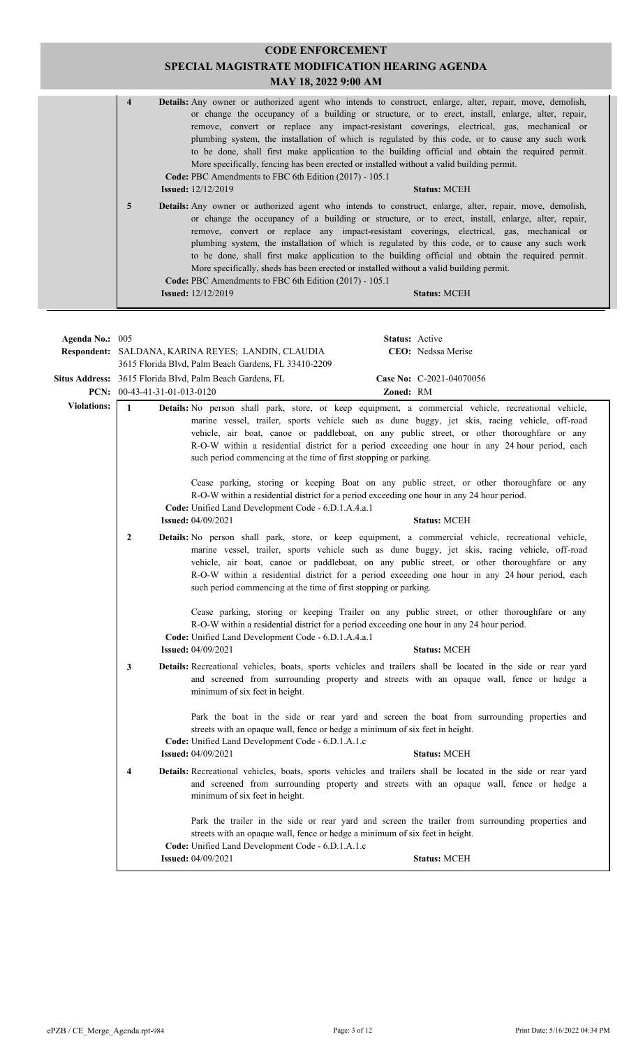# CODE ENFORCEMENT
## SPECIAL MAGISTRATE MODIFICATION HEARING AGENDA
### MAY 18, 2022 9:00 AM

**4** **Details:** Any owner or authorized agent who intends to construct, enlarge, alter, repair, move, demolish, or change the occupancy of a building or structure, or to erect, install, enlarge, alter, repair, remove, convert or replace any impact-resistant coverings, electrical, gas, mechanical or plumbing system, the installation of which is regulated by this code, or to cause any such work to be done, shall first make application to the building official and obtain the required permit. More specifically, fencing has been erected or installed without a valid building permit.
**Code:** PBC Amendments to FBC 6th Edition (2017) - 105.1
**Issued:** 12/12/2019 **Status:** MCEH

**5** **Details:** Any owner or authorized agent who intends to construct, enlarge, alter, repair, move, demolish, or change the occupancy of a building or structure, or to erect, install, enlarge, alter, repair, remove, convert or replace any impact-resistant coverings, electrical, gas, mechanical or plumbing system, the installation of which is regulated by this code, or to cause any such work to be done, shall first make application to the building official and obtain the required permit. More specifically, sheds has been erected or installed without a valid building permit.
**Code:** PBC Amendments to FBC 6th Edition (2017) - 105.1
**Issued:** 12/12/2019 **Status:** MCEH

---

**Agenda No.:** 005 **Status:** Active
**Respondent:** SALDANA, KARINA REYES; LANDIN, CLAUDIA **CEO:** Nedssa Merise
3615 Florida Blvd, Palm Beach Gardens, FL 33410-2209
**Situs Address:** 3615 Florida Blvd, Palm Beach Gardens, FL **Case No:** C-2021-04070056
**PCN:** 00-43-41-31-01-013-0120 **Zoned:** RM

**Violations:**

**1** **Details:** No person shall park, store, or keep equipment, a commercial vehicle, recreational vehicle, marine vessel, trailer, sports vehicle such as dune buggy, jet skis, racing vehicle, off-road vehicle, air boat, canoe or paddleboat, on any public street, or other thoroughfare or any R-O-W within a residential district for a period exceeding one hour in any 24 hour period, each such period commencing at the time of first stopping or parking.

Cease parking, storing or keeping Boat on any public street, or other thoroughfare or any R-O-W within a residential district for a period exceeding one hour in any 24 hour period.
**Code:** Unified Land Development Code - 6.D.1.A.4.a.1
**Issued:** 04/09/2021 **Status:** MCEH

**2** **Details:** No person shall park, store, or keep equipment, a commercial vehicle, recreational vehicle, marine vessel, trailer, sports vehicle such as dune buggy, jet skis, racing vehicle, off-road vehicle, air boat, canoe or paddleboat, on any public street, or other thoroughfare or any R-O-W within a residential district for a period exceeding one hour in any 24 hour period, each such period commencing at the time of first stopping or parking.

Cease parking, storing or keeping Trailer on any public street, or other thoroughfare or any R-O-W within a residential district for a period exceeding one hour in any 24 hour period.
**Code:** Unified Land Development Code - 6.D.1.A.4.a.1
**Issued:** 04/09/2021 **Status:** MCEH

**3** **Details:** Recreational vehicles, boats, sports vehicles and trailers shall be located in the side or rear yard and screened from surrounding property and streets with an opaque wall, fence or hedge a minimum of six feet in height.

Park the boat in the side or rear yard and screen the boat from surrounding properties and streets with an opaque wall, fence or hedge a minimum of six feet in height.
**Code:** Unified Land Development Code - 6.D.1.A.1.c
**Issued:** 04/09/2021 **Status:** MCEH

**4** **Details:** Recreational vehicles, boats, sports vehicles and trailers shall be located in the side or rear yard and screened from surrounding property and streets with an opaque wall, fence or hedge a minimum of six feet in height.

Park the trailer in the side or rear yard and screen the trailer from surrounding properties and streets with an opaque wall, fence or hedge a minimum of six feet in height.
**Code:** Unified Land Development Code - 6.D.1.A.1.c
**Issued:** 04/09/2021 **Status:** MCEH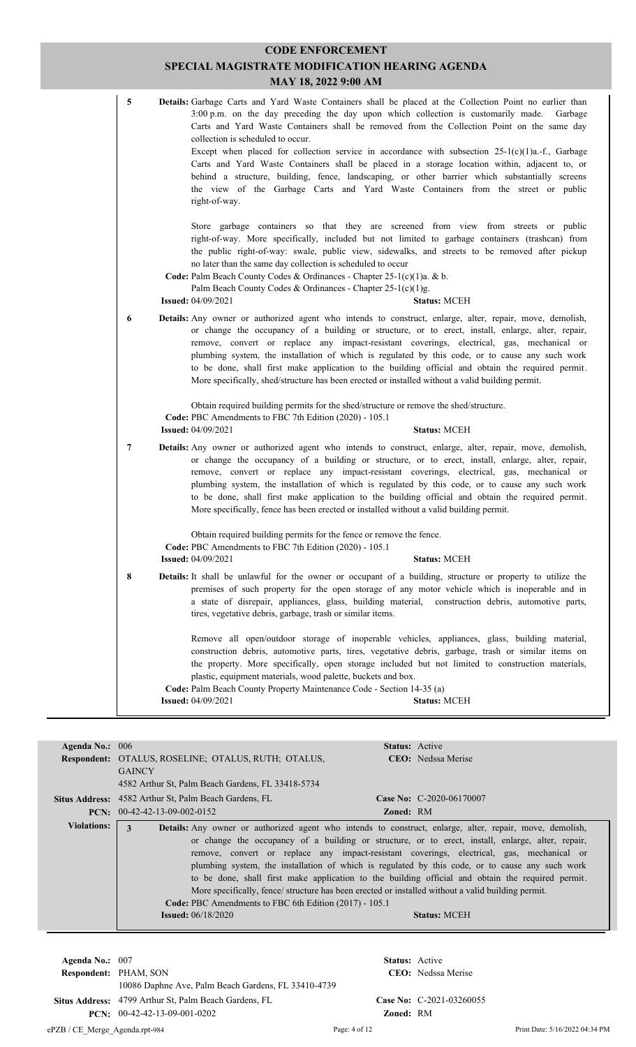# CODE ENFORCEMENT

## SPECIAL MAGISTRATE MODIFICATION HEARING AGENDA

### MAY 18, 2022 9:00 AM

**5** **Details:** Garbage Carts and Yard Waste Containers shall be placed at the Collection Point no earlier than 3:00 p.m. on the day preceding the day upon which collection is customarily made. Garbage Carts and Yard Waste Containers shall be removed from the Collection Point on the same day collection is scheduled to occur.

Except when placed for collection service in accordance with subsection 25-1(c)(1)a.-f., Garbage Carts and Yard Waste Containers shall be placed in a storage location within, adjacent to, or behind a structure, building, fence, landscaping, or other barrier which substantially screens the view of the Garbage Carts and Yard Waste Containers from the street or public right-of-way.

Store garbage containers so that they are screened from view from streets or public right-of-way. More specifically, included but not limited to garbage containers (trashcan) from the public right-of-way: swale, public view, sidewalks, and streets to be removed after pickup no later than the same day collection is scheduled to occur

**Code:** Palm Beach County Codes & Ordinances - Chapter 25-1(c)(1)a. & b.
Palm Beach County Codes & Ordinances - Chapter 25-1(c)(1)g.

**Issued:** 04/09/2021 **Status:** MCEH

**6** **Details:** Any owner or authorized agent who intends to construct, enlarge, alter, repair, move, demolish, or change the occupancy of a building or structure, or to erect, install, enlarge, alter, repair, remove, convert or replace any impact-resistant coverings, electrical, gas, mechanical or plumbing system, the installation of which is regulated by this code, or to cause any such work to be done, shall first make application to the building official and obtain the required permit. More specifically, shed/structure has been erected or installed without a valid building permit.

Obtain required building permits for the shed/structure or remove the shed/structure.

**Code:** PBC Amendments to FBC 7th Edition (2020) - 105.1

**Issued:** 04/09/2021 **Status:** MCEH

**7** **Details:** Any owner or authorized agent who intends to construct, enlarge, alter, repair, move, demolish, or change the occupancy of a building or structure, or to erect, install, enlarge, alter, repair, remove, convert or replace any impact-resistant coverings, electrical, gas, mechanical or plumbing system, the installation of which is regulated by this code, or to cause any such work to be done, shall first make application to the building official and obtain the required permit. More specifically, fence has been erected or installed without a valid building permit.

Obtain required building permits for the fence or remove the fence.

**Code:** PBC Amendments to FBC 7th Edition (2020) - 105.1

**Issued:** 04/09/2021 **Status:** MCEH

**8** **Details:** It shall be unlawful for the owner or occupant of a building, structure or property to utilize the premises of such property for the open storage of any motor vehicle which is inoperable and in a state of disrepair, appliances, glass, building material, construction debris, automotive parts, tires, vegetative debris, garbage, trash or similar items.

Remove all open/outdoor storage of inoperable vehicles, appliances, glass, building material, construction debris, automotive parts, tires, vegetative debris, garbage, trash or similar items on the property. More specifically, open storage included but not limited to construction materials, plastic, equipment materials, wood palette, buckets and box.

**Code:** Palm Beach County Property Maintenance Code - Section 14-35 (a)

**Issued:** 04/09/2021 **Status:** MCEH

---

**Agenda No.:** 006 **Status:** Active

**Respondent:** OTALUS, ROSELINE; OTALUS, RUTH; OTALUS, GAINCY
4582 Arthur St, Palm Beach Gardens, FL 33418-5734 **CEO:** Nedssa Merise

**Situs Address:** 4582 Arthur St, Palm Beach Gardens, FL **Case No:** C-2020-06170007

**PCN:** 00-42-42-13-09-002-0152 **Zoned:** RM

**Violations:**

**3** **Details:** Any owner or authorized agent who intends to construct, enlarge, alter, repair, move, demolish, or change the occupancy of a building or structure, or to erect, install, enlarge, alter, repair, remove, convert or replace any impact-resistant coverings, electrical, gas, mechanical or plumbing system, the installation of which is regulated by this code, or to cause any such work to be done, shall first make application to the building official and obtain the required permit. More specifically, fence/ structure has been erected or installed without a valid building permit.

**Code:** PBC Amendments to FBC 6th Edition (2017) - 105.1

**Issued:** 06/18/2020 **Status:** MCEH

---

**Agenda No.:** 007 **Status:** Active

**Respondent:** PHAM, SON
10086 Daphne Ave, Palm Beach Gardens, FL 33410-4739 **CEO:** Nedssa Merise

**Situs Address:** 4799 Arthur St, Palm Beach Gardens, FL **Case No:** C-2021-03260055

**PCN:** 00-42-42-13-09-001-0202 **Zoned:** RM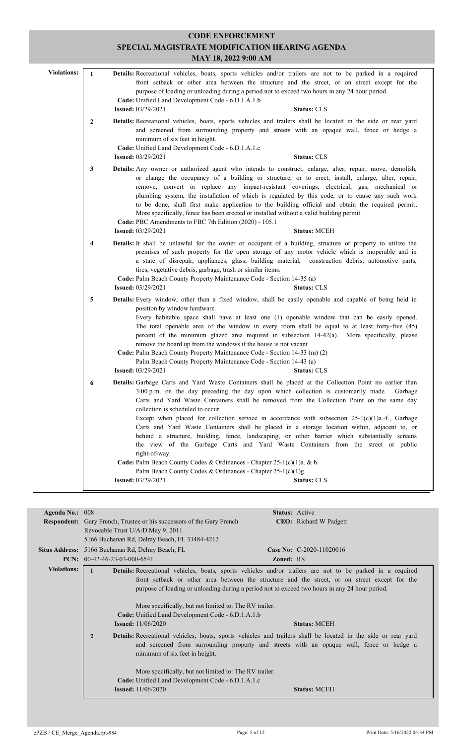# CODE ENFORCEMENT
## SPECIAL MAGISTRATE MODIFICATION HEARING AGENDA
### MAY 18, 2022 9:00 AM

**Violations:**

**1** **Details:** Recreational vehicles, boats, sports vehicles and/or trailers are not to be parked in a required front setback or other area between the structure and the street, or on street except for the purpose of loading or unloading during a period not to exceed two hours in any 24 hour period.
**Code:** Unified Land Development Code - 6.D.1.A.1.b
**Issued:** 03/29/2021 **Status:** CLS

**2** **Details:** Recreational vehicles, boats, sports vehicles and trailers shall be located in the side or rear yard and screened from surrounding property and streets with an opaque wall, fence or hedge a minimum of six feet in height.
**Code:** Unified Land Development Code - 6.D.1.A.1.c
**Issued:** 03/29/2021 **Status:** CLS

**3** **Details:** Any owner or authorized agent who intends to construct, enlarge, alter, repair, move, demolish, or change the occupancy of a building or structure, or to erect, install, enlarge, alter, repair, remove, convert or replace any impact-resistant coverings, electrical, gas, mechanical or plumbing system, the installation of which is regulated by this code, or to cause any such work to be done, shall first make application to the building official and obtain the required permit. More specifically, fence has been erected or installed without a valid building permit.
**Code:** PBC Amendments to FBC 7th Edition (2020) - 105.1
**Issued:** 03/29/2021 **Status:** MCEH

**4** **Details:** It shall be unlawful for the owner or occupant of a building, structure or property to utilize the premises of such property for the open storage of any motor vehicle which is inoperable and in a state of disrepair, appliances, glass, building material, construction debris, automotive parts, tires, vegetative debris, garbage, trash or similar items.
**Code:** Palm Beach County Property Maintenance Code - Section 14-35 (a)
**Issued:** 03/29/2021 **Status:** CLS

**5** **Details:** Every window, other than a fixed window, shall be easily openable and capable of being held in position by window hardware.
Every habitable space shall have at least one (1) openable window that can be easily opened. The total openable area of the window in every room shall be equal to at least forty-five (45) percent of the minimum glazed area required in subsection 14-42(a). More specifically, please remove the board up from the windows if the house is not vacant
**Code:** Palm Beach County Property Maintenance Code - Section 14-33 (m) (2)
Palm Beach County Property Maintenance Code - Section 14-43 (a)
**Issued:** 03/29/2021 **Status:** CLS

**6** **Details:** Garbage Carts and Yard Waste Containers shall be placed at the Collection Point no earlier than 3:00 p.m. on the day preceding the day upon which collection is customarily made. Garbage Carts and Yard Waste Containers shall be removed from the Collection Point on the same day collection is scheduled to occur.
Except when placed for collection service in accordance with subsection 25-1(c)(1)a.-f., Garbage Carts and Yard Waste Containers shall be placed in a storage location within, adjacent to, or behind a structure, building, fence, landscaping, or other barrier which substantially screens the view of the Garbage Carts and Yard Waste Containers from the street or public right-of-way.
**Code:** Palm Beach County Codes & Ordinances - Chapter 25-1(c)(1)a. & b.
Palm Beach County Codes & Ordinances - Chapter 25-1(c)(1)g.
**Issued:** 03/29/2021 **Status:** CLS

---

**Agenda No.:** 008 **Status:** Active
**Respondent:** Gary French, Trustee or his successors of the Gary French Revocable Trust U/A/D May 9, 2011
5166 Buchanan Rd, Delray Beach, FL 33484-4212
**CEO:** Richard W Padgett
**Situs Address:** 5166 Buchanan Rd, Delray Beach, FL **Case No:** C-2020-11020016
**PCN:** 00-42-46-23-03-000-6541 **Zoned:** RS

**Violations:**

**1** **Details:** Recreational vehicles, boats, sports vehicles and/or trailers are not to be parked in a required front setback or other area between the structure and the street, or on street except for the purpose of loading or unloading during a period not to exceed two hours in any 24 hour period.

More specifically, but not limited to: The RV trailer.
**Code:** Unified Land Development Code - 6.D.1.A.1.b
**Issued:** 11/06/2020 **Status:** MCEH

**2** **Details:** Recreational vehicles, boats, sports vehicles and trailers shall be located in the side or rear yard and screened from surrounding property and streets with an opaque wall, fence or hedge a minimum of six feet in height.

More specifically, but not limited to: The RV trailer.
**Code:** Unified Land Development Code - 6.D.1.A.1.c
**Issued:** 11/06/2020 **Status:** MCEH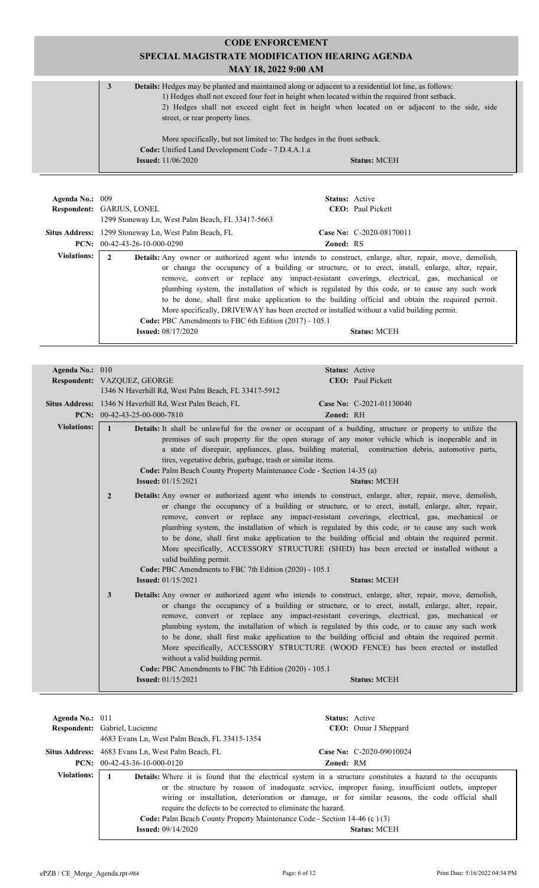# CODE ENFORCEMENT

## SPECIAL MAGISTRATE MODIFICATION HEARING AGENDA

### MAY 18, 2022 9:00 AM

**3** **Details:** Hedges may be planted and maintained along or adjacent to a residential lot line, as follows:
1) Hedges shall not exceed four feet in height when located within the required front setback.
2) Hedges shall not exceed eight feet in height when located on or adjacent to the side, side street, or rear property lines.

More specifically, but not limited to: The hedges in the front setback.

**Code:** Unified Land Development Code - 7.D.4.A.1.a
**Issued:** 11/06/2020 **Status:** MCEH

---

**Agenda No.:** 009 **Status:** Active
**Respondent:** GARIUS, LONEL **CEO:** Paul Pickett
1299 Stoneway Ln, West Palm Beach, FL 33417-5663
**Situs Address:** 1299 Stoneway Ln, West Palm Beach, FL **Case No:** C-2020-08170011
**PCN:** 00-42-43-26-10-000-0290 **Zoned:** RS

**Violations:**

**2** **Details:** Any owner or authorized agent who intends to construct, enlarge, alter, repair, move, demolish, or change the occupancy of a building or structure, or to erect, install, enlarge, alter, repair, remove, convert or replace any impact-resistant coverings, electrical, gas, mechanical or plumbing system, the installation of which is regulated by this code, or to cause any such work to be done, shall first make application to the building official and obtain the required permit.
More specifically, DRIVEWAY has been erected or installed without a valid building permit.
**Code:** PBC Amendments to FBC 6th Edition (2017) - 105.1
**Issued:** 08/17/2020 **Status:** MCEH

---

**Agenda No.:** 010 **Status:** Active
**Respondent:** VAZQUEZ, GEORGE **CEO:** Paul Pickett
1346 N Haverhill Rd, West Palm Beach, FL 33417-5912
**Situs Address:** 1346 N Haverhill Rd, West Palm Beach, FL **Case No:** C-2021-01130040
**PCN:** 00-42-43-25-00-000-7810 **Zoned:** RH

**Violations:**

**1** **Details:** It shall be unlawful for the owner or occupant of a building, structure or property to utilize the premises of such property for the open storage of any motor vehicle which is inoperable and in a state of disrepair, appliances, glass, building material, construction debris, automotive parts, tires, vegetative debris, garbage, trash or similar items.
**Code:** Palm Beach County Property Maintenance Code - Section 14-35 (a)
**Issued:** 01/15/2021 **Status:** MCEH

**2** **Details:** Any owner or authorized agent who intends to construct, enlarge, alter, repair, move, demolish, or change the occupancy of a building or structure, or to erect, install, enlarge, alter, repair, remove, convert or replace any impact-resistant coverings, electrical, gas, mechanical or plumbing system, the installation of which is regulated by this code, or to cause any such work to be done, shall first make application to the building official and obtain the required permit.
More specifically, ACCESSORY STRUCTURE (SHED) has been erected or installed without a valid building permit.
**Code:** PBC Amendments to FBC 7th Edition (2020) - 105.1
**Issued:** 01/15/2021 **Status:** MCEH

**3** **Details:** Any owner or authorized agent who intends to construct, enlarge, alter, repair, move, demolish, or change the occupancy of a building or structure, or to erect, install, enlarge, alter, repair, remove, convert or replace any impact-resistant coverings, electrical, gas, mechanical or plumbing system, the installation of which is regulated by this code, or to cause any such work to be done, shall first make application to the building official and obtain the required permit.
More specifically, ACCESSORY STRUCTURE (WOOD FENCE) has been erected or installed without a valid building permit.
**Code:** PBC Amendments to FBC 7th Edition (2020) - 105.1
**Issued:** 01/15/2021 **Status:** MCEH

---

**Agenda No.:** 011 **Status:** Active
**Respondent:** Gabriel, Lucienne **CEO:** Omar J Sheppard
4683 Evans Ln, West Palm Beach, FL 33415-1354
**Situs Address:** 4683 Evans Ln, West Palm Beach, FL **Case No:** C-2020-09010024
**PCN:** 00-42-43-36-10-000-0120 **Zoned:** RM

**Violations:**

**1** **Details:** Where it is found that the electrical system in a structure constitutes a hazard to the occupants or the structure by reason of inadequate service, improper fusing, insufficient outlets, improper wiring or installation, deterioration or damage, or for similar reasons, the code official shall require the defects to be corrected to eliminate the hazard.
**Code:** Palm Beach County Property Maintenance Code - Section 14-46 (c ) (3)
**Issued:** 09/14/2020 **Status:** MCEH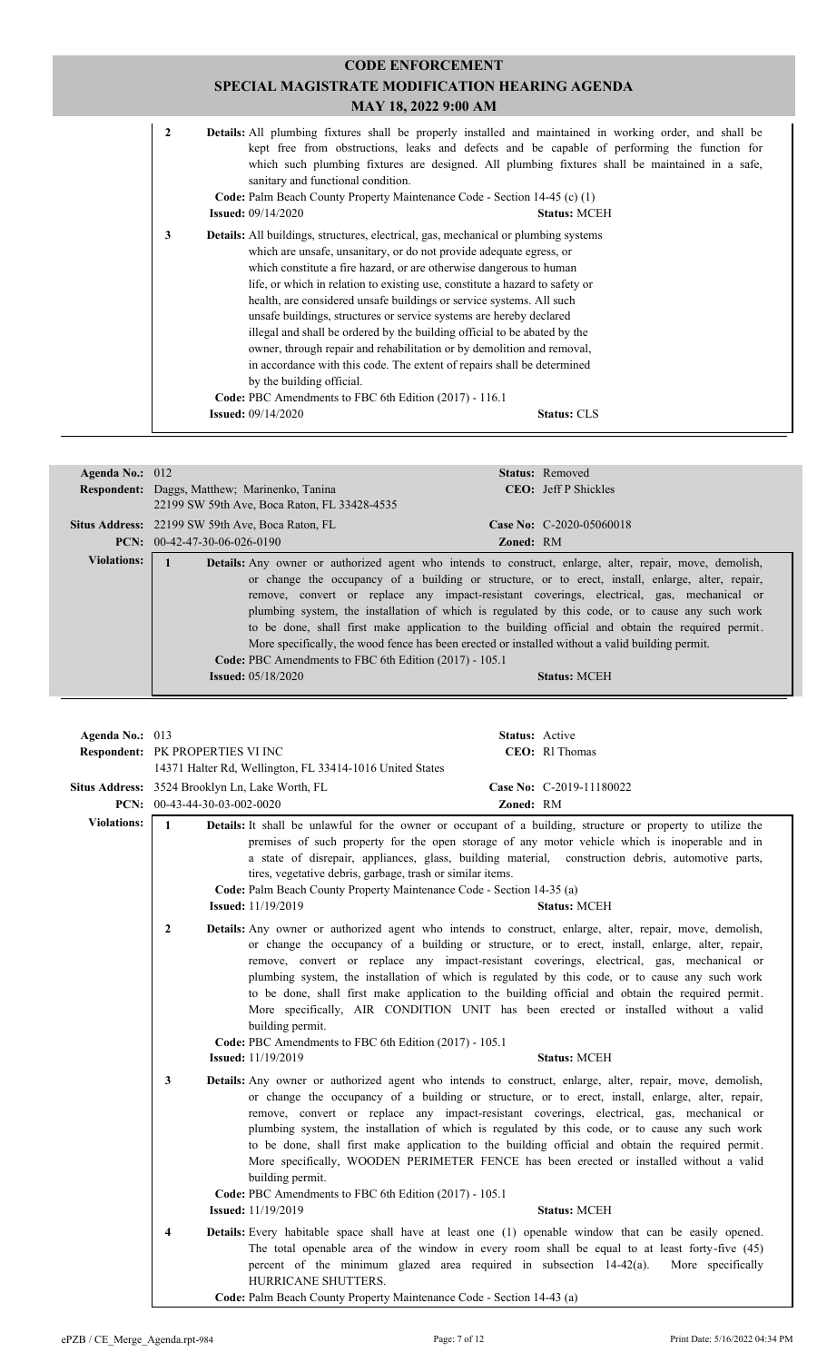# CODE ENFORCEMENT

## SPECIAL MAGISTRATE MODIFICATION HEARING AGENDA

### MAY 18, 2022 9:00 AM

**2** **Details:** All plumbing fixtures shall be properly installed and maintained in working order, and shall be kept free from obstructions, leaks and defects and be capable of performing the function for which such plumbing fixtures are designed. All plumbing fixtures shall be maintained in a safe, sanitary and functional condition.

**Code:** Palm Beach County Property Maintenance Code - Section 14-45 (c) (1)

**Issued:** 09/14/2020 **Status:** MCEH

**3** **Details:** All buildings, structures, electrical, gas, mechanical or plumbing systems which are unsafe, unsanitary, or do not provide adequate egress, or which constitute a fire hazard, or are otherwise dangerous to human life, or which in relation to existing use, constitute a hazard to safety or health, are considered unsafe buildings or service systems. All such unsafe buildings, structures or service systems are hereby declared illegal and shall be ordered by the building official to be abated by the owner, through repair and rehabilitation or by demolition and removal, in accordance with this code. The extent of repairs shall be determined by the building official.

**Code:** PBC Amendments to FBC 6th Edition (2017) - 116.1

**Issued:** 09/14/2020 **Status:** CLS

---

**Agenda No.:** 012 **Status:** Removed

**Respondent:** Daggs, Matthew; Marinenko, Tanina **CEO:** Jeff P Shickles
22199 SW 59th Ave, Boca Raton, FL 33428-4535

**Situs Address:** 22199 SW 59th Ave, Boca Raton, FL **Case No:** C-2020-05060018

**PCN:** 00-42-47-30-06-026-0190 **Zoned:** RM

**Violations:**

**1** **Details:** Any owner or authorized agent who intends to construct, enlarge, alter, repair, move, demolish, or change the occupancy of a building or structure, or to erect, install, enlarge, alter, repair, remove, convert or replace any impact-resistant coverings, electrical, gas, mechanical or plumbing system, the installation of which is regulated by this code, or to cause any such work to be done, shall first make application to the building official and obtain the required permit. More specifically, the wood fence has been erected or installed without a valid building permit.

**Code:** PBC Amendments to FBC 6th Edition (2017) - 105.1

**Issued:** 05/18/2020 **Status:** MCEH

---

**Agenda No.:** 013 **Status:** Active

**Respondent:** PK PROPERTIES VI INC **CEO:** Rl Thomas
14371 Halter Rd, Wellington, FL 33414-1016 United States

**Situs Address:** 3524 Brooklyn Ln, Lake Worth, FL **Case No:** C-2019-11180022

**PCN:** 00-43-44-30-03-002-0020 **Zoned:** RM

**Violations:**

**1** **Details:** It shall be unlawful for the owner or occupant of a building, structure or property to utilize the premises of such property for the open storage of any motor vehicle which is inoperable and in a state of disrepair, appliances, glass, building material, construction debris, automotive parts, tires, vegetative debris, garbage, trash or similar items.

**Code:** Palm Beach County Property Maintenance Code - Section 14-35 (a)

**Issued:** 11/19/2019 **Status:** MCEH

**2** **Details:** Any owner or authorized agent who intends to construct, enlarge, alter, repair, move, demolish, or change the occupancy of a building or structure, or to erect, install, enlarge, alter, repair, remove, convert or replace any impact-resistant coverings, electrical, gas, mechanical or plumbing system, the installation of which is regulated by this code, or to cause any such work to be done, shall first make application to the building official and obtain the required permit. More specifically, AIR CONDITION UNIT has been erected or installed without a valid building permit.

**Code:** PBC Amendments to FBC 6th Edition (2017) - 105.1

**Issued:** 11/19/2019 **Status:** MCEH

**3** **Details:** Any owner or authorized agent who intends to construct, enlarge, alter, repair, move, demolish, or change the occupancy of a building or structure, or to erect, install, enlarge, alter, repair, remove, convert or replace any impact-resistant coverings, electrical, gas, mechanical or plumbing system, the installation of which is regulated by this code, or to cause any such work to be done, shall first make application to the building official and obtain the required permit. More specifically, WOODEN PERIMETER FENCE has been erected or installed without a valid building permit.

**Code:** PBC Amendments to FBC 6th Edition (2017) - 105.1

**Issued:** 11/19/2019 **Status:** MCEH

**4** **Details:** Every habitable space shall have at least one (1) openable window that can be easily opened. The total openable area of the window in every room shall be equal to at least forty-five (45) percent of the minimum glazed area required in subsection 14-42(a). More specifically HURRICANE SHUTTERS.

**Code:** Palm Beach County Property Maintenance Code - Section 14-43 (a)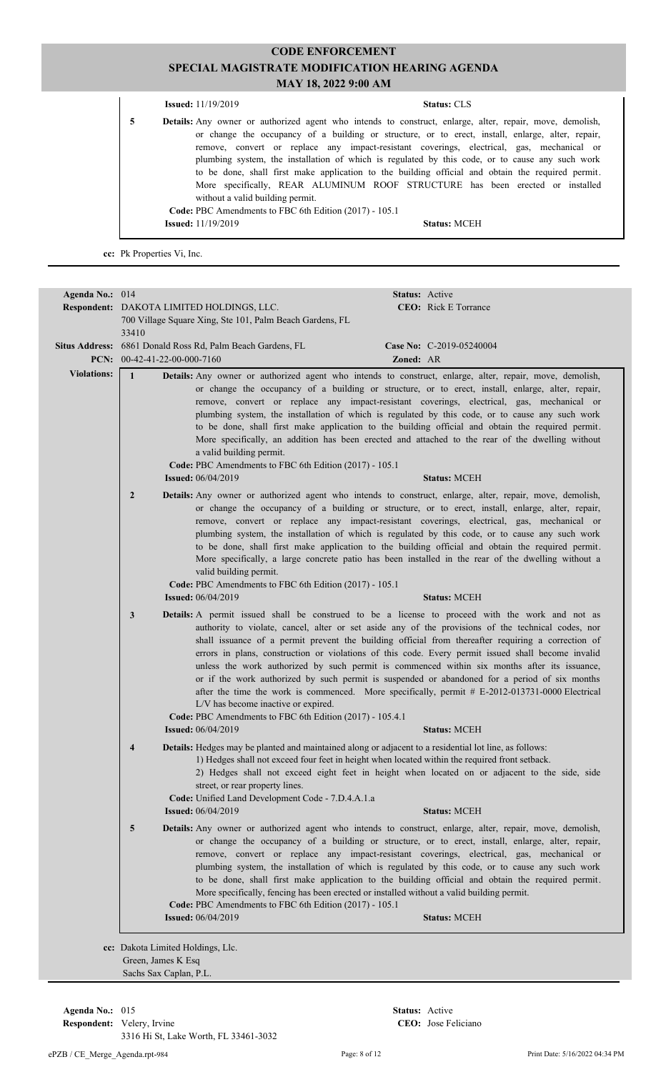# CODE ENFORCEMENT
## SPECIAL MAGISTRATE MODIFICATION HEARING AGENDA
### MAY 18, 2022 9:00 AM

**Issued:** 11/19/2019 **Status:** CLS

**5** **Details:** Any owner or authorized agent who intends to construct, enlarge, alter, repair, move, demolish, or change the occupancy of a building or structure, or to erect, install, enlarge, alter, repair, remove, convert or replace any impact-resistant coverings, electrical, gas, mechanical or plumbing system, the installation of which is regulated by this code, or to cause any such work to be done, shall first make application to the building official and obtain the required permit. More specifically, REAR ALUMINUM ROOF STRUCTURE has been erected or installed without a valid building permit.

**Code:** PBC Amendments to FBC 6th Edition (2017) - 105.1

**Issued:** 11/19/2019 **Status:** MCEH

**cc:** Pk Properties Vi, Inc.

---

**Agenda No.:** 014 **Status:** Active

**Respondent:** DAKOTA LIMITED HOLDINGS, LLC. **CEO:** Rick E Torrance

700 Village Square Xing, Ste 101, Palm Beach Gardens, FL 33410

**Situs Address:** 6861 Donald Ross Rd, Palm Beach Gardens, FL **Case No:** C-2019-05240004

**PCN:** 00-42-41-22-00-000-7160 **Zoned:** AR

**Violations:**

**1** **Details:** Any owner or authorized agent who intends to construct, enlarge, alter, repair, move, demolish, or change the occupancy of a building or structure, or to erect, install, enlarge, alter, repair, remove, convert or replace any impact-resistant coverings, electrical, gas, mechanical or plumbing system, the installation of which is regulated by this code, or to cause any such work to be done, shall first make application to the building official and obtain the required permit. More specifically, an addition has been erected and attached to the rear of the dwelling without a valid building permit.

**Code:** PBC Amendments to FBC 6th Edition (2017) - 105.1

**Issued:** 06/04/2019 **Status:** MCEH

**2** **Details:** Any owner or authorized agent who intends to construct, enlarge, alter, repair, move, demolish, or change the occupancy of a building or structure, or to erect, install, enlarge, alter, repair, remove, convert or replace any impact-resistant coverings, electrical, gas, mechanical or plumbing system, the installation of which is regulated by this code, or to cause any such work to be done, shall first make application to the building official and obtain the required permit. More specifically, a large concrete patio has been installed in the rear of the dwelling without a valid building permit.

**Code:** PBC Amendments to FBC 6th Edition (2017) - 105.1

**Issued:** 06/04/2019 **Status:** MCEH

**3** **Details:** A permit issued shall be construed to be a license to proceed with the work and not as authority to violate, cancel, alter or set aside any of the provisions of the technical codes, nor shall issuance of a permit prevent the building official from thereafter requiring a correction of errors in plans, construction or violations of this code. Every permit issued shall become invalid unless the work authorized by such permit is commenced within six months after its issuance, or if the work authorized by such permit is suspended or abandoned for a period of six months after the time the work is commenced. More specifically, permit # E-2012-013731-0000 Electrical L/V has become inactive or expired.

**Code:** PBC Amendments to FBC 6th Edition (2017) - 105.4.1

**Issued:** 06/04/2019 **Status:** MCEH

**4** **Details:** Hedges may be planted and maintained along or adjacent to a residential lot line, as follows:
1) Hedges shall not exceed four feet in height when located within the required front setback.
2) Hedges shall not exceed eight feet in height when located on or adjacent to the side, side street, or rear property lines.

**Code:** Unified Land Development Code - 7.D.4.A.1.a

**Issued:** 06/04/2019 **Status:** MCEH

**5** **Details:** Any owner or authorized agent who intends to construct, enlarge, alter, repair, move, demolish, or change the occupancy of a building or structure, or to erect, install, enlarge, alter, repair, remove, convert or replace any impact-resistant coverings, electrical, gas, mechanical or plumbing system, the installation of which is regulated by this code, or to cause any such work to be done, shall first make application to the building official and obtain the required permit. More specifically, fencing has been erected or installed without a valid building permit.

**Code:** PBC Amendments to FBC 6th Edition (2017) - 105.1

**Issued:** 06/04/2019 **Status:** MCEH

**cc:** Dakota Limited Holdings, Llc.
Green, James K Esq
Sachs Sax Caplan, P.L.

---

**Agenda No.:** 015 **Status:** Active

**Respondent:** Velery, Irvine **CEO:** Jose Feliciano

3316 Hi St, Lake Worth, FL 33461-3032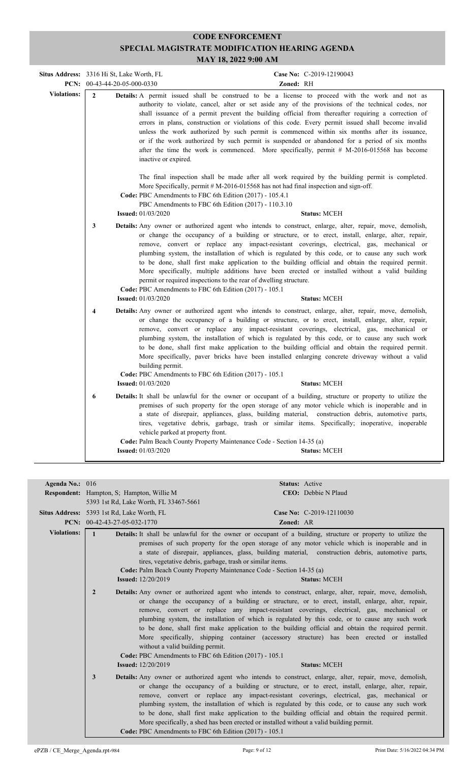# CODE ENFORCEMENT
## SPECIAL MAGISTRATE MODIFICATION HEARING AGENDA
### MAY 18, 2022 9:00 AM

**Situs Address:** 3316 Hi St, Lake Worth, FL
**Case No:** C-2019-12190043
**PCN:** 00-43-44-20-05-000-0330
**Zoned:** RH

**Violations:**

**2** **Details:** A permit issued shall be construed to be a license to proceed with the work and not as authority to violate, cancel, alter or set aside any of the provisions of the technical codes, nor shall issuance of a permit prevent the building official from thereafter requiring a correction of errors in plans, construction or violations of this code. Every permit issued shall become invalid unless the work authorized by such permit is commenced within six months after its issuance, or if the work authorized by such permit is suspended or abandoned for a period of six months after the time the work is commenced. More specifically, permit # M-2016-015568 has become inactive or expired.

The final inspection shall be made after all work required by the building permit is completed. More Specifically, permit # M-2016-015568 has not had final inspection and sign-off.

**Code:** PBC Amendments to FBC 6th Edition (2017) - 105.4.1
PBC Amendments to FBC 6th Edition (2017) - 110.3.10

**Issued:** 01/03/2020 **Status:** MCEH

**3** **Details:** Any owner or authorized agent who intends to construct, enlarge, alter, repair, move, demolish, or change the occupancy of a building or structure, or to erect, install, enlarge, alter, repair, remove, convert or replace any impact-resistant coverings, electrical, gas, mechanical or plumbing system, the installation of which is regulated by this code, or to cause any such work to be done, shall first make application to the building official and obtain the required permit. More specifically, multiple additions have been erected or installed without a valid building permit or required inspections to the rear of dwelling structure.

**Code:** PBC Amendments to FBC 6th Edition (2017) - 105.1

**Issued:** 01/03/2020 **Status:** MCEH

**4** **Details:** Any owner or authorized agent who intends to construct, enlarge, alter, repair, move, demolish, or change the occupancy of a building or structure, or to erect, install, enlarge, alter, repair, remove, convert or replace any impact-resistant coverings, electrical, gas, mechanical or plumbing system, the installation of which is regulated by this code, or to cause any such work to be done, shall first make application to the building official and obtain the required permit. More specifically, paver bricks have been installed enlarging concrete driveway without a valid building permit.

**Code:** PBC Amendments to FBC 6th Edition (2017) - 105.1

**Issued:** 01/03/2020 **Status:** MCEH

**6** **Details:** It shall be unlawful for the owner or occupant of a building, structure or property to utilize the premises of such property for the open storage of any motor vehicle which is inoperable and in a state of disrepair, appliances, glass, building material, construction debris, automotive parts, tires, vegetative debris, garbage, trash or similar items. Specifically; inoperative, inoperable vehicle parked at property front.

**Code:** Palm Beach County Property Maintenance Code - Section 14-35 (a)

**Issued:** 01/03/2020 **Status:** MCEH

---

**Agenda No.:** 016 **Status:** Active
**Respondent:** Hampton, S; Hampton, Willie M **CEO:** Debbie N Plaud
5393 1st Rd, Lake Worth, FL 33467-5661

**Situs Address:** 5393 1st Rd, Lake Worth, FL
**Case No:** C-2019-12110030
**PCN:** 00-42-43-27-05-032-1770
**Zoned:** AR

**Violations:**

**1** **Details:** It shall be unlawful for the owner or occupant of a building, structure or property to utilize the premises of such property for the open storage of any motor vehicle which is inoperable and in a state of disrepair, appliances, glass, building material, construction debris, automotive parts, tires, vegetative debris, garbage, trash or similar items.

**Code:** Palm Beach County Property Maintenance Code - Section 14-35 (a)

**Issued:** 12/20/2019 **Status:** MCEH

**2** **Details:** Any owner or authorized agent who intends to construct, enlarge, alter, repair, move, demolish, or change the occupancy of a building or structure, or to erect, install, enlarge, alter, repair, remove, convert or replace any impact-resistant coverings, electrical, gas, mechanical or plumbing system, the installation of which is regulated by this code, or to cause any such work to be done, shall first make application to the building official and obtain the required permit. More specifically, shipping container (accessory structure) has been erected or installed without a valid building permit.

**Code:** PBC Amendments to FBC 6th Edition (2017) - 105.1

**Issued:** 12/20/2019 **Status:** MCEH

**3** **Details:** Any owner or authorized agent who intends to construct, enlarge, alter, repair, move, demolish, or change the occupancy of a building or structure, or to erect, install, enlarge, alter, repair, remove, convert or replace any impact-resistant coverings, electrical, gas, mechanical or plumbing system, the installation of which is regulated by this code, or to cause any such work to be done, shall first make application to the building official and obtain the required permit. More specifically, a shed has been erected or installed without a valid building permit.

**Code:** PBC Amendments to FBC 6th Edition (2017) - 105.1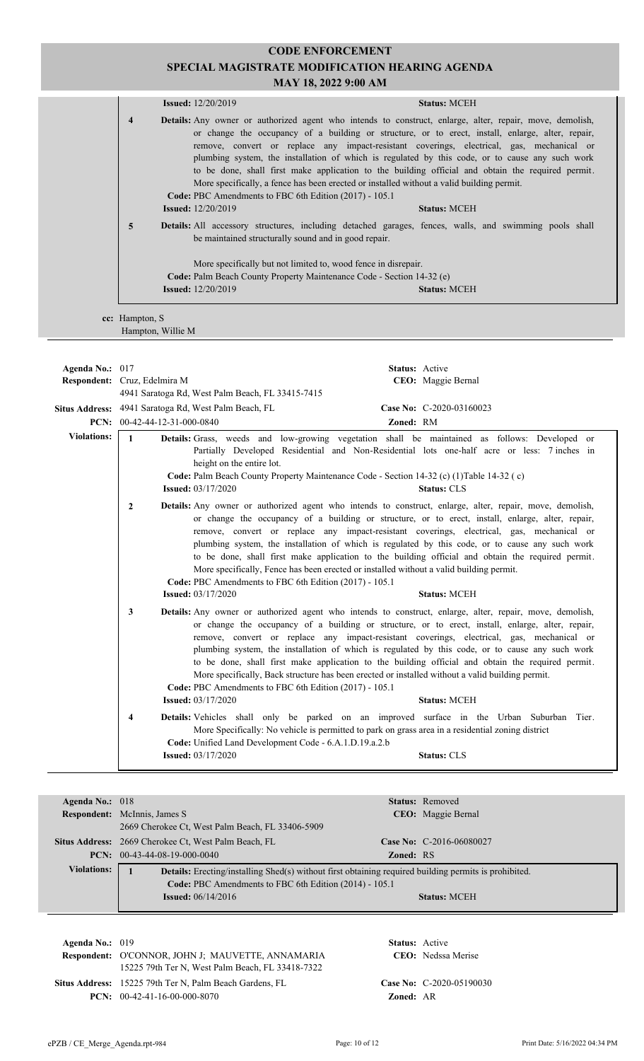# CODE ENFORCEMENT
## SPECIAL MAGISTRATE MODIFICATION HEARING AGENDA
### MAY 18, 2022 9:00 AM

**Issued:** 12/20/2019 **Status:** MCEH

**4** **Details:** Any owner or authorized agent who intends to construct, enlarge, alter, repair, move, demolish, or change the occupancy of a building or structure, or to erect, install, enlarge, alter, repair, remove, convert or replace any impact-resistant coverings, electrical, gas, mechanical or plumbing system, the installation of which is regulated by this code, or to cause any such work to be done, shall first make application to the building official and obtain the required permit. More specifically, a fence has been erected or installed without a valid building permit.
**Code:** PBC Amendments to FBC 6th Edition (2017) - 105.1
**Issued:** 12/20/2019 **Status:** MCEH

**5** **Details:** All accessory structures, including detached garages, fences, walls, and swimming pools shall be maintained structurally sound and in good repair.

More specifically but not limited to, wood fence in disrepair.
**Code:** Palm Beach County Property Maintenance Code - Section 14-32 (e)
**Issued:** 12/20/2019 **Status:** MCEH

**cc:** Hampton, S
Hampton, Willie M

---

**Agenda No.:** 017 **Status:** Active
**Respondent:** Cruz, Edelmira M **CEO:** Maggie Bernal
4941 Saratoga Rd, West Palm Beach, FL 33415-7415
**Situs Address:** 4941 Saratoga Rd, West Palm Beach, FL **Case No:** C-2020-03160023
**PCN:** 00-42-44-12-31-000-0840 **Zoned:** RM

**Violations:**

**1** **Details:** Grass, weeds and low-growing vegetation shall be maintained as follows: Developed or Partially Developed Residential and Non-Residential lots one-half acre or less: 7 inches in height on the entire lot.
**Code:** Palm Beach County Property Maintenance Code - Section 14-32 (c) (1)Table 14-32 ( c)
**Issued:** 03/17/2020 **Status:** CLS

**2** **Details:** Any owner or authorized agent who intends to construct, enlarge, alter, repair, move, demolish, or change the occupancy of a building or structure, or to erect, install, enlarge, alter, repair, remove, convert or replace any impact-resistant coverings, electrical, gas, mechanical or plumbing system, the installation of which is regulated by this code, or to cause any such work to be done, shall first make application to the building official and obtain the required permit. More specifically, Fence has been erected or installed without a valid building permit.
**Code:** PBC Amendments to FBC 6th Edition (2017) - 105.1
**Issued:** 03/17/2020 **Status:** MCEH

**3** **Details:** Any owner or authorized agent who intends to construct, enlarge, alter, repair, move, demolish, or change the occupancy of a building or structure, or to erect, install, enlarge, alter, repair, remove, convert or replace any impact-resistant coverings, electrical, gas, mechanical or plumbing system, the installation of which is regulated by this code, or to cause any such work to be done, shall first make application to the building official and obtain the required permit. More specifically, Back structure has been erected or installed without a valid building permit.
**Code:** PBC Amendments to FBC 6th Edition (2017) - 105.1
**Issued:** 03/17/2020 **Status:** MCEH

**4** **Details:** Vehicles shall only be parked on an improved surface in the Urban Suburban Tier. More Specifically: No vehicle is permitted to park on grass area in a residential zoning district
**Code:** Unified Land Development Code - 6.A.1.D.19.a.2.b
**Issued:** 03/17/2020 **Status:** CLS

---

**Agenda No.:** 018 **Status:** Removed
**Respondent:** McInnis, James S **CEO:** Maggie Bernal
2669 Cherokee Ct, West Palm Beach, FL 33406-5909
**Situs Address:** 2669 Cherokee Ct, West Palm Beach, FL **Case No:** C-2016-06080027
**PCN:** 00-43-44-08-19-000-0040 **Zoned:** RS

**Violations:**

**1** **Details:** Erecting/installing Shed(s) without first obtaining required building permits is prohibited.
**Code:** PBC Amendments to FBC 6th Edition (2014) - 105.1
**Issued:** 06/14/2016 **Status:** MCEH

---

**Agenda No.:** 019 **Status:** Active
**Respondent:** O'CONNOR, JOHN J; MAUVETTE, ANNAMARIA **CEO:** Nedssa Merise
15225 79th Ter N, West Palm Beach, FL 33418-7322
**Situs Address:** 15225 79th Ter N, Palm Beach Gardens, FL **Case No:** C-2020-05190030
**PCN:** 00-42-41-16-00-000-8070 **Zoned:** AR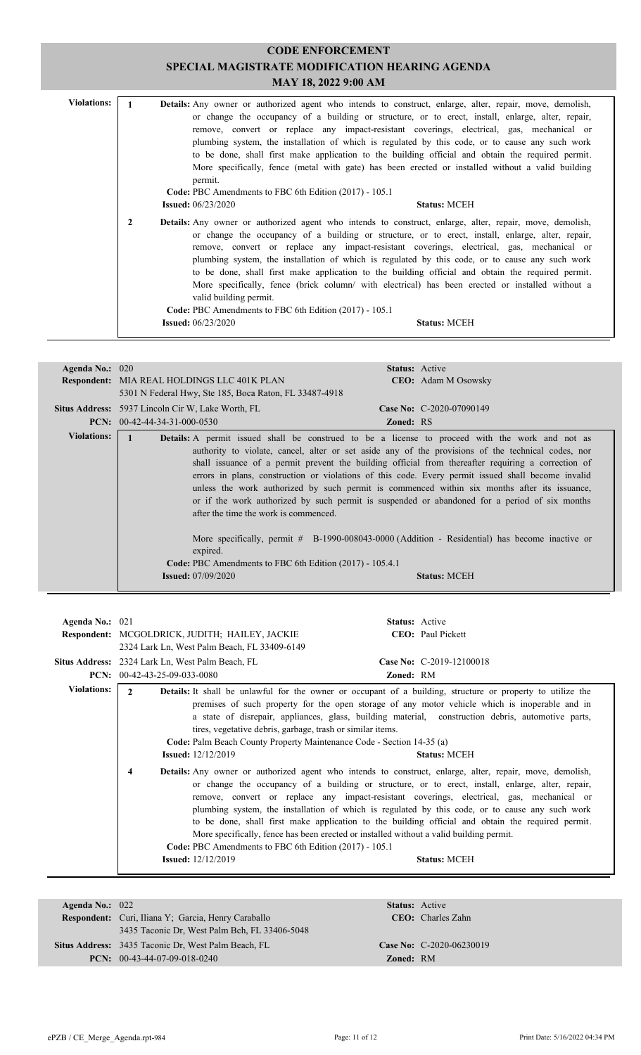# CODE ENFORCEMENT
## SPECIAL MAGISTRATE MODIFICATION HEARING AGENDA
### MAY 18, 2022 9:00 AM

**Violations:**

**1** **Details:** Any owner or authorized agent who intends to construct, enlarge, alter, repair, move, demolish, or change the occupancy of a building or structure, or to erect, install, enlarge, alter, repair, remove, convert or replace any impact-resistant coverings, electrical, gas, mechanical or plumbing system, the installation of which is regulated by this code, or to cause any such work to be done, shall first make application to the building official and obtain the required permit. More specifically, fence (metal with gate) has been erected or installed without a valid building permit.
**Code:** PBC Amendments to FBC 6th Edition (2017) - 105.1
**Issued:** 06/23/2020 **Status:** MCEH

**2** **Details:** Any owner or authorized agent who intends to construct, enlarge, alter, repair, move, demolish, or change the occupancy of a building or structure, or to erect, install, enlarge, alter, repair, remove, convert or replace any impact-resistant coverings, electrical, gas, mechanical or plumbing system, the installation of which is regulated by this code, or to cause any such work to be done, shall first make application to the building official and obtain the required permit. More specifically, fence (brick column/ with electrical) has been erected or installed without a valid building permit.
**Code:** PBC Amendments to FBC 6th Edition (2017) - 105.1
**Issued:** 06/23/2020 **Status:** MCEH

---

**Agenda No.:** 020 **Status:** Active
**Respondent:** MIA REAL HOLDINGS LLC 401K PLAN **CEO:** Adam M Osowsky
5301 N Federal Hwy, Ste 185, Boca Raton, FL 33487-4918
**Situs Address:** 5937 Lincoln Cir W, Lake Worth, FL **Case No:** C-2020-07090149
**PCN:** 00-42-44-34-31-000-0530 **Zoned:** RS

**Violations:**

**1** **Details:** A permit issued shall be construed to be a license to proceed with the work and not as authority to violate, cancel, alter or set aside any of the provisions of the technical codes, nor shall issuance of a permit prevent the building official from thereafter requiring a correction of errors in plans, construction or violations of this code. Every permit issued shall become invalid unless the work authorized by such permit is commenced within six months after its issuance, or if the work authorized by such permit is suspended or abandoned for a period of six months after the time the work is commenced.

More specifically, permit # B-1990-008043-0000 (Addition - Residential) has become inactive or expired.
**Code:** PBC Amendments to FBC 6th Edition (2017) - 105.4.1
**Issued:** 07/09/2020 **Status:** MCEH

---

**Agenda No.:** 021 **Status:** Active
**Respondent:** MCGOLDRICK, JUDITH; HAILEY, JACKIE **CEO:** Paul Pickett
2324 Lark Ln, West Palm Beach, FL 33409-6149
**Situs Address:** 2324 Lark Ln, West Palm Beach, FL **Case No:** C-2019-12100018
**PCN:** 00-42-43-25-09-033-0080 **Zoned:** RM

**Violations:**

**2** **Details:** It shall be unlawful for the owner or occupant of a building, structure or property to utilize the premises of such property for the open storage of any motor vehicle which is inoperable and in a state of disrepair, appliances, glass, building material, construction debris, automotive parts, tires, vegetative debris, garbage, trash or similar items.
**Code:** Palm Beach County Property Maintenance Code - Section 14-35 (a)
**Issued:** 12/12/2019 **Status:** MCEH

**4** **Details:** Any owner or authorized agent who intends to construct, enlarge, alter, repair, move, demolish, or change the occupancy of a building or structure, or to erect, install, enlarge, alter, repair, remove, convert or replace any impact-resistant coverings, electrical, gas, mechanical or plumbing system, the installation of which is regulated by this code, or to cause any such work to be done, shall first make application to the building official and obtain the required permit. More specifically, fence has been erected or installed without a valid building permit.
**Code:** PBC Amendments to FBC 6th Edition (2017) - 105.1
**Issued:** 12/12/2019 **Status:** MCEH

---

**Agenda No.:** 022 **Status:** Active
**Respondent:** Curi, Iliana Y; Garcia, Henry Caraballo **CEO:** Charles Zahn
3435 Taconic Dr, West Palm Bch, FL 33406-5048
**Situs Address:** 3435 Taconic Dr, West Palm Beach, FL **Case No:** C-2020-06230019
**PCN:** 00-43-44-07-09-018-0240 **Zoned:** RM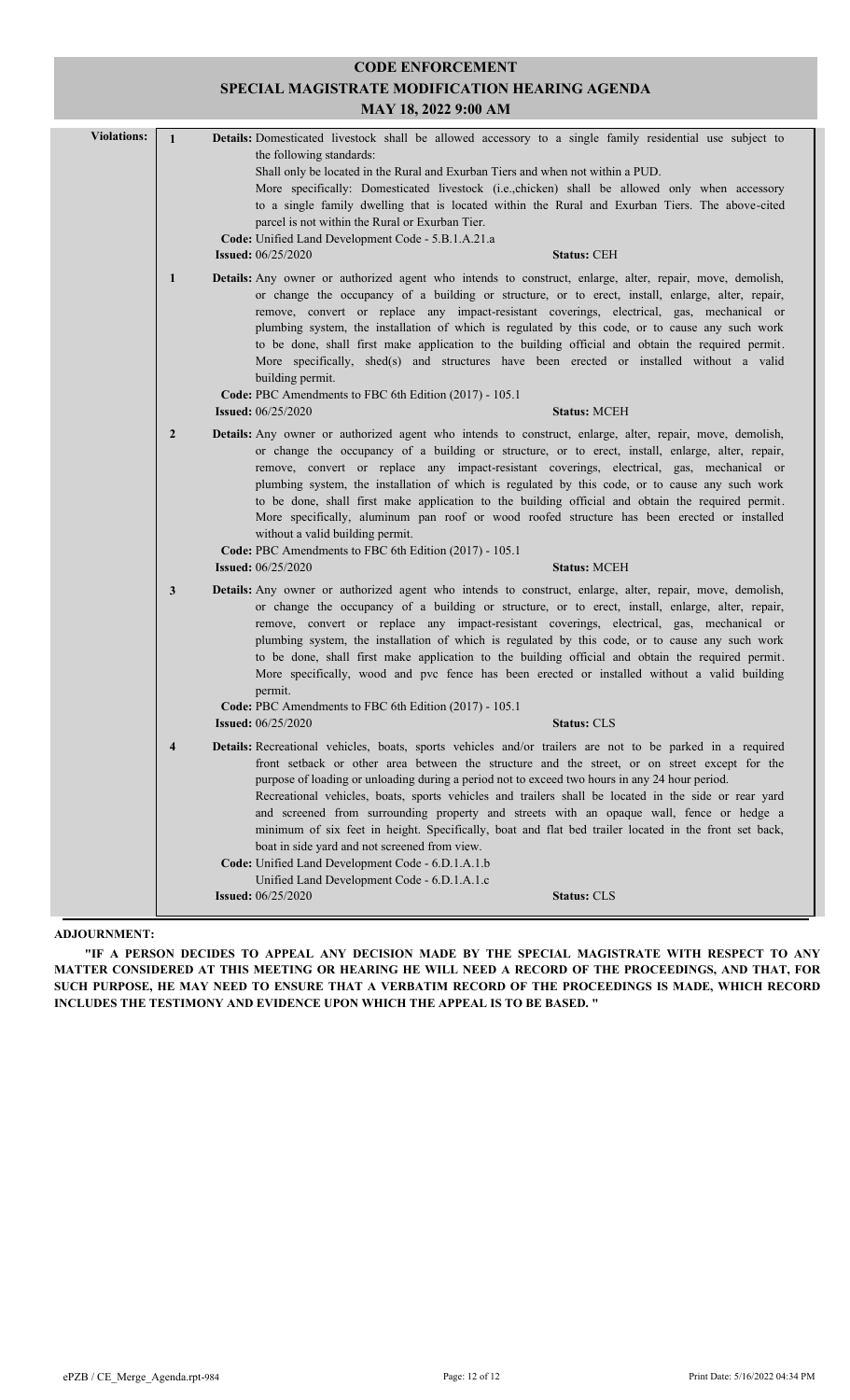**Violations:**

**1** **Details:** Domesticated livestock shall be allowed accessory to a single family residential use subject to the following standards:
Shall only be located in the Rural and Exurban Tiers and when not within a PUD.
More specifically: Domesticated livestock (i.e.,chicken) shall be allowed only when accessory to a single family dwelling that is located within the Rural and Exurban Tiers. The above-cited parcel is not within the Rural or Exurban Tier.
**Code:** Unified Land Development Code - 5.B.1.A.21.a
**Issued:** 06/25/2020 **Status:** CEH

**1** **Details:** Any owner or authorized agent who intends to construct, enlarge, alter, repair, move, demolish, or change the occupancy of a building or structure, or to erect, install, enlarge, alter, repair, remove, convert or replace any impact-resistant coverings, electrical, gas, mechanical or plumbing system, the installation of which is regulated by this code, or to cause any such work to be done, shall first make application to the building official and obtain the required permit. More specifically, shed(s) and structures have been erected or installed without a valid building permit.
**Code:** PBC Amendments to FBC 6th Edition (2017) - 105.1
**Issued:** 06/25/2020 **Status:** MCEH

**2** **Details:** Any owner or authorized agent who intends to construct, enlarge, alter, repair, move, demolish, or change the occupancy of a building or structure, or to erect, install, enlarge, alter, repair, remove, convert or replace any impact-resistant coverings, electrical, gas, mechanical or plumbing system, the installation of which is regulated by this code, or to cause any such work to be done, shall first make application to the building official and obtain the required permit. More specifically, aluminum pan roof or wood roofed structure has been erected or installed without a valid building permit.
**Code:** PBC Amendments to FBC 6th Edition (2017) - 105.1
**Issued:** 06/25/2020 **Status:** MCEH

**3** **Details:** Any owner or authorized agent who intends to construct, enlarge, alter, repair, move, demolish, or change the occupancy of a building or structure, or to erect, install, enlarge, alter, repair, remove, convert or replace any impact-resistant coverings, electrical, gas, mechanical or plumbing system, the installation of which is regulated by this code, or to cause any such work to be done, shall first make application to the building official and obtain the required permit. More specifically, wood and pvc fence has been erected or installed without a valid building permit.
**Code:** PBC Amendments to FBC 6th Edition (2017) - 105.1
**Issued:** 06/25/2020 **Status:** CLS

**4** **Details:** Recreational vehicles, boats, sports vehicles and/or trailers are not to be parked in a required front setback or other area between the structure and the street, or on street except for the purpose of loading or unloading during a period not to exceed two hours in any 24 hour period.
Recreational vehicles, boats, sports vehicles and trailers shall be located in the side or rear yard and screened from surrounding property and streets with an opaque wall, fence or hedge a minimum of six feet in height. Specifically, boat and flat bed trailer located in the front set back, boat in side yard and not screened from view.
**Code:** Unified Land Development Code - 6.D.1.A.1.b
Unified Land Development Code - 6.D.1.A.1.c
**Issued:** 06/25/2020 **Status:** CLS

**ADJOURNMENT:**

**"IF A PERSON DECIDES TO APPEAL ANY DECISION MADE BY THE SPECIAL MAGISTRATE WITH RESPECT TO ANY MATTER CONSIDERED AT THIS MEETING OR HEARING HE WILL NEED A RECORD OF THE PROCEEDINGS, AND THAT, FOR SUCH PURPOSE, HE MAY NEED TO ENSURE THAT A VERBATIM RECORD OF THE PROCEEDINGS IS MADE, WHICH RECORD INCLUDES THE TESTIMONY AND EVIDENCE UPON WHICH THE APPEAL IS TO BE BASED. "**